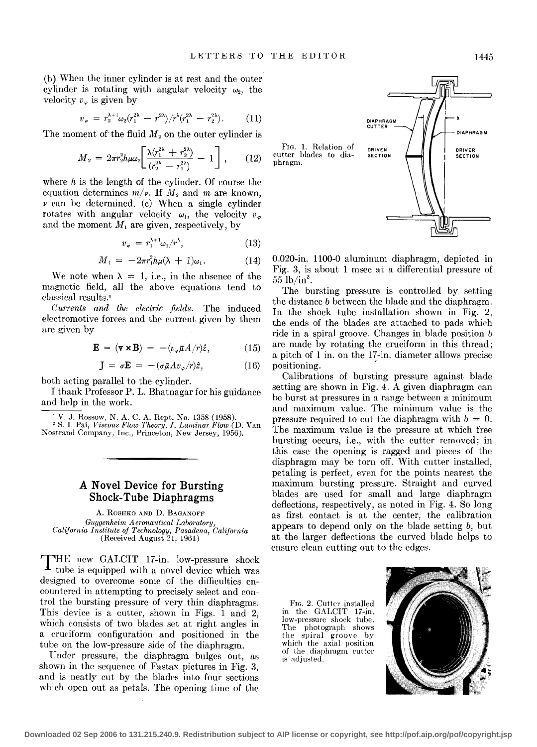(b) When the inner cylinder is at rest and the outer cylinder is rotating with angular velocity $\omega_2$, the velocity $v_\varphi$ is given by

$$v_\varphi = r_2^{\lambda+1}\omega_2(r_1^{2\lambda} - r^{2\lambda})/r^\lambda(r_1^{2\lambda} - r_2^{2\lambda}). \quad (11)$$

The moment of the fluid $M_2$ on the outer cylinder is

$$M_2 = 2\pi r_2^2 h\mu\omega_2\left[\frac{\lambda(r_1^{2\lambda} + r_2^{2\lambda})}{(r_2^{2\lambda} - r_1^{2\lambda})} - 1\right], \quad (12)$$

where $h$ is the length of the cylinder. Of course the equation determines $m/\nu$. If $M_2$ and $m$ are known, $\nu$ can be determined. (c) When a single cylinder rotates with angular velocity $\omega_1$, the velocity $v_\varphi$ and the moment $M_1$ are given, respectively, by

$$v_\varphi = r_1^{\lambda+1}\omega_1/r^\lambda, \quad (13)$$

$$M_1 = -2\pi r_1^2 h\mu(\lambda + 1)\omega_1. \quad (14)$$

We note when $\lambda = 1$, i.e., in the absence of the magnetic field, all the above equations tend to classical results.[2]

*Currents and the electric fields.* The induced electromotive forces and the current given by them are given by

$$\mathbf{E} = (\mathbf{v} \times \mathbf{B}) = -(v_\varphi \bar{\mu} A/r)\hat{z}, \quad (15)$$

$$\mathbf{J} = \sigma\mathbf{E} = -(\sigma\bar{\mu} A v_\varphi/r)\hat{z}, \quad (16)$$

both acting parallel to the cylinder.

I thank Professor P. L. Bhatnagar for his guidance and help in the work.

[1] V. J. Rossow, N. A. C. A. Rept. No. 1358 (1958).

[2] S. I. Pai, *Viscous Flow Theory, I. Laminar Flow* (D. Van Nostrand Company, Inc., Princeton, New Jersey, 1956).

## A Novel Device for Bursting Shock-Tube Diaphragms

A. Roshko and D. Baganoff

*Guggenheim Aeronautical Laboratory, California Institute of Technology, Pasadena, California*

(Received August 21, 1961)

The new GALCIT 17-in. low-pressure shock tube is equipped with a novel device which was designed to overcome some of the difficulties encountered in attempting to precisely select and control the bursting pressure of very thin diaphragms. This device is a cutter, shown in Figs. 1 and 2, which consists of two blades set at right angles in a cruciform configuration and positioned in the tube on the low-pressure side of the diaphragm.

Under pressure, the diaphragm bulges out, as shown in the sequence of Fastax pictures in Fig. 3, and is neatly cut by the blades into four sections which open out as petals. The opening time of the 0.020-in. 1100-0 aluminum diaphragm, depicted in Fig. 3, is about 1 msec at a differential pressure of 55 lb/in$^2$.

Fig. 1. Relation of cutter blades to diaphragm.

The bursting pressure is controlled by setting the distance $b$ between the blade and the diaphragm. In the shock tube installation shown in Fig. 2, the ends of the blades are attached to pads which ride in a spiral groove. Changes in blade position $b$ are made by rotating the cruciform in this thread; a pitch of 1 in. on the 17-in. diameter allows precise positioning.

Calibrations of bursting pressure against blade setting are shown in Fig. 4. A given diaphragm can be burst at pressures in a range between a minimum and maximum value. The minimum value is the pressure required to cut the diaphragm with $b = 0$. The maximum value is the pressure at which free bursting occurs, i.e., with the cutter removed; in this case the opening is ragged and pieces of the diaphragm may be torn off. With cutter installed, petaling is perfect, even for the points nearest the maximum bursting pressure. Straight and curved blades are used for small and large diaphragm deflections, respectively, as noted in Fig. 4. So long as first contact is at the center, the calibration appears to depend only on the blade setting $b$, but at the larger deflections the curved blade helps to ensure clean cutting out to the edges.

Fig. 2. Cutter installed in the GALCIT 17-in. low-pressure shock tube. The photograph shows the spiral groove by which the axial position of the diaphragm cutter is adjusted.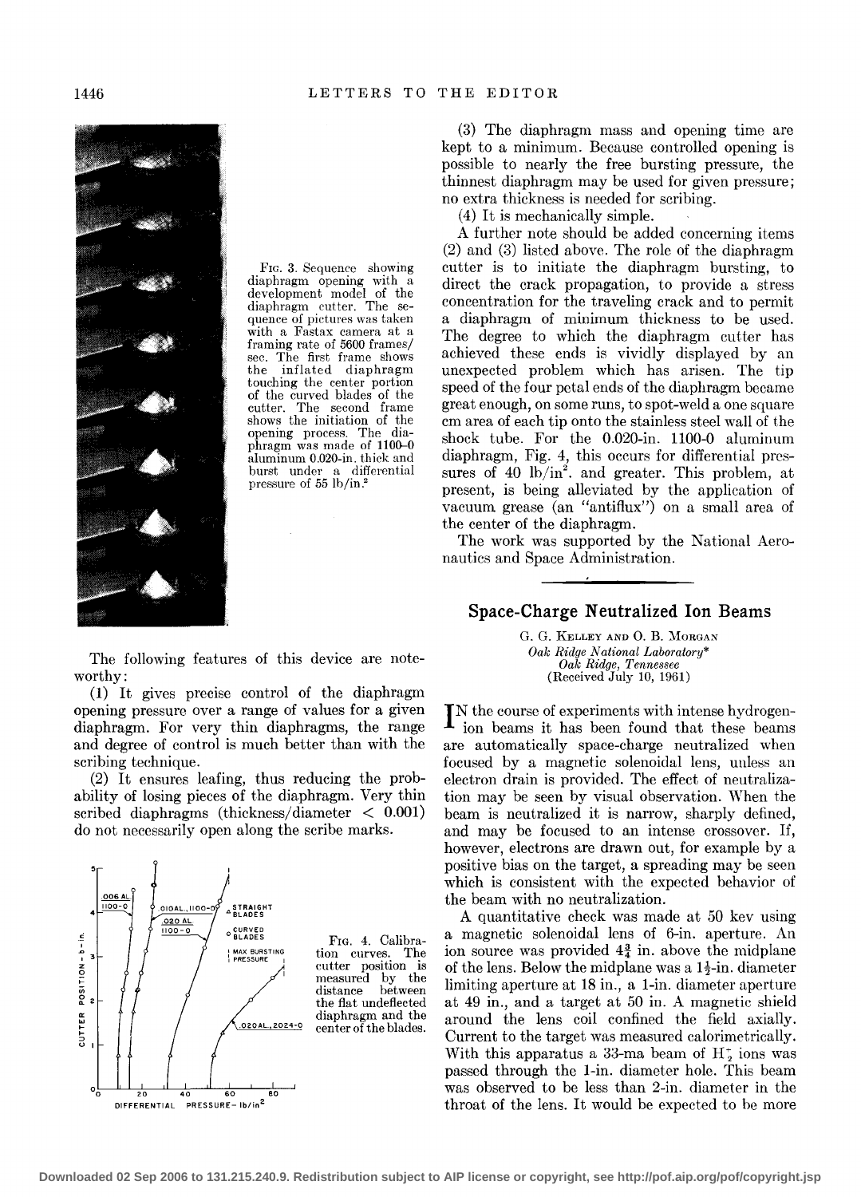FIG. 3. Sequence showing diaphragm opening with a development model of the diaphragm cutter. The sequence of pictures was taken with a Fastax camera at a framing rate of 5600 frames/sec. The first frame shows the inflated diaphragm touching the center portion of the curved blades of the cutter. The second frame shows the initiation of the opening process. The diaphragm was made of 1100–0 aluminum 0.020-in. thick and burst under a differential pressure of 55 lb/in.²

The following features of this device are noteworthy:

(1) It gives precise control of the diaphragm opening pressure over a range of values for a given diaphragm. For very thin diaphragms, the range and degree of control is much better than with the scribing technique.

(2) It ensures leafing, thus reducing the probability of losing pieces of the diaphragm. Very thin scribed diaphragms (thickness/diameter < 0.001) do not necessarily open along the scribe marks.

.006 AL 1100-0
.010 AL, 1100-0
.020 AL 1100-0
.020 AL, 2024-0
△ STRAIGHT BLADES
○ CURVED BLADES
| MAX BURSTING PRESSURE
CUTTER POSITION – b – in.
0
1
2
3
4
5
0
20
40
60
80
DIFFERENTIAL PRESSURE – lb/in²

FIG. 4. Calibration curves. The cutter position is measured by the distance between the flat undeflected diaphragm and the center of the blades.

(3) The diaphragm mass and opening time are kept to a minimum. Because controlled opening is possible to nearly the free bursting pressure, the thinnest diaphragm may be used for given pressure; no extra thickness is needed for scribing.

(4) It is mechanically simple.

A further note should be added concerning items (2) and (3) listed above. The role of the diaphragm cutter is to initiate the diaphragm bursting, to direct the crack propagation, to provide a stress concentration for the traveling crack and to permit a diaphragm of minimum thickness to be used. The degree to which the diaphragm cutter has achieved these ends is vividly displayed by an unexpected problem which has arisen. The tip speed of the four petal ends of the diaphragm became great enough, on some runs, to spot-weld a one square cm area of each tip onto the stainless steel wall of the shock tube. For the 0.020-in. 1100-0 aluminum diaphragm, Fig. 4, this occurs for differential pressures of 40 lb/in². and greater. This problem, at present, is being alleviated by the application of vacuum grease (an "antiflux") on a small area of the center of the diaphragm.

The work was supported by the National Aeronautics and Space Administration.

## Space-Charge Neutralized Ion Beams

G. G. KELLEY AND O. B. MORGAN
*Oak Ridge National Laboratory\**
*Oak Ridge, Tennessee*
(Received July 10, 1961)

IN the course of experiments with intense hydrogen-ion beams it has been found that these beams are automatically space-charge neutralized when focused by a magnetic solenoidal lens, unless an electron drain is provided. The effect of neutralization may be seen by visual observation. When the beam is neutralized it is narrow, sharply defined, and may be focused to an intense crossover. If, however, electrons are drawn out, for example by a positive bias on the target, a spreading may be seen which is consistent with the expected behavior of the beam with no neutralization.

A quantitative check was made at 50 kev using a magnetic solenoidal lens of 6-in. aperture. An ion source was provided $4\frac{3}{4}$ in. above the midplane of the lens. Below the midplane was a $1\frac{1}{2}$-in. diameter limiting aperture at 18 in., a 1-in. diameter aperture at 49 in., and a target at 50 in. A magnetic shield around the lens coil confined the field axially. Current to the target was measured calorimetrically. With this apparatus a 33-ma beam of $H_2^+$ ions was passed through the 1-in. diameter hole. This beam was observed to be less than 2-in. diameter in the throat of the lens. It would be expected to be more